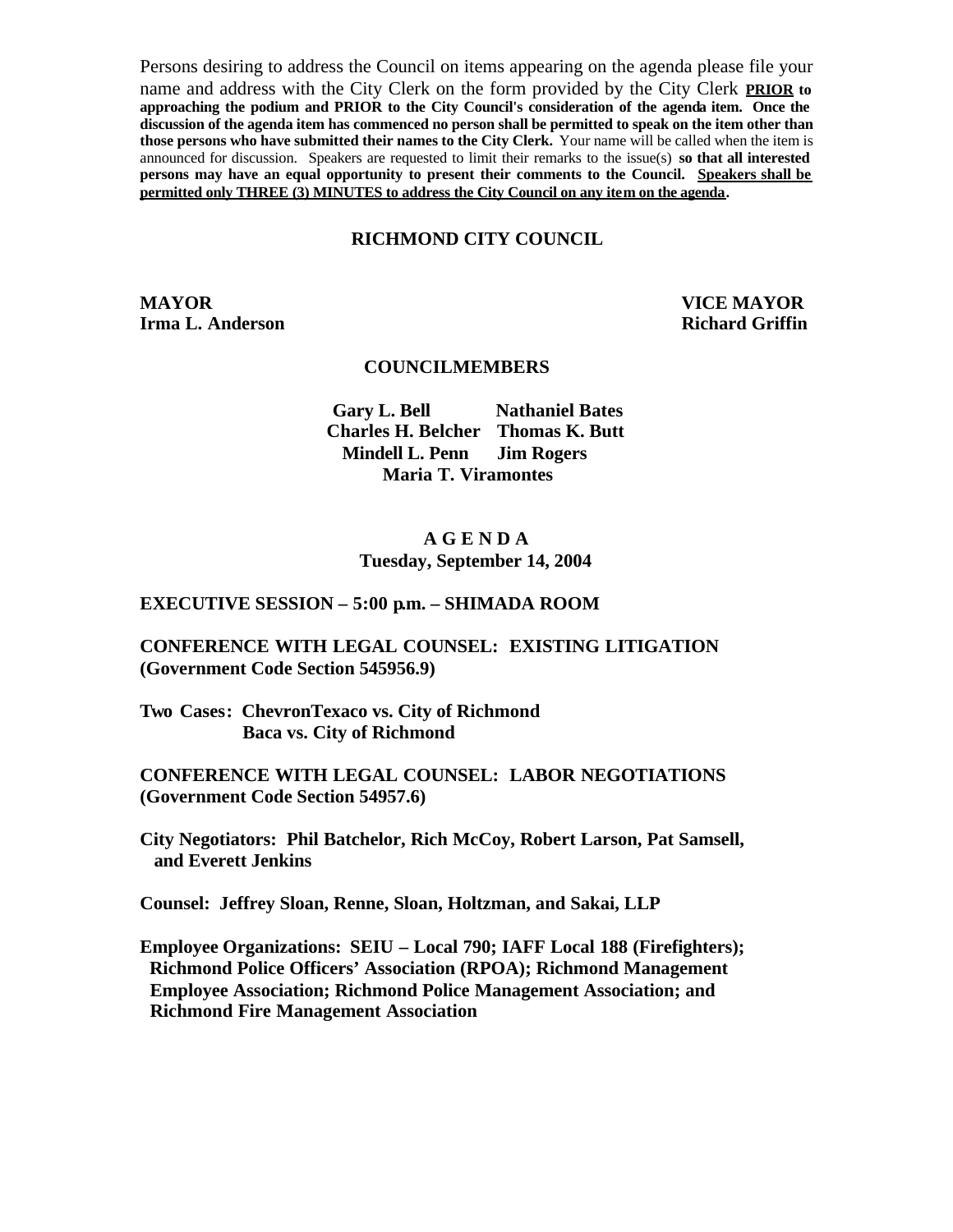Persons desiring to address the Council on items appearing on the agenda please file your name and address with the City Clerk on the form provided by the City Clerk **PRIOR to approaching the podium and PRIOR to the City Council's consideration of the agenda item. Once the discussion of the agenda item has commenced no person shall be permitted to speak on the item other than those persons who have submitted their names to the City Clerk.** Your name will be called when the item is announced for discussion. Speakers are requested to limit their remarks to the issue(s) **so that all interested persons may have an equal opportunity to present their comments to the Council. Speakers shall be permitted only THREE (3) MINUTES to address the City Council on any item on the agenda.**

**RICHMOND CITY COUNCIL**

**MAYOR**
**Irma L. Anderson**

**VICE MAYOR**
**Richard Griffin**

**COUNCILMEMBERS**

**Gary L. Bell**
**Nathaniel Bates**
**Charles H. Belcher**
**Thomas K. Butt**
**Mindell L. Penn**
**Jim Rogers**
**Maria T. Viramontes**

**A G E N D A**
**Tuesday, September 14, 2004**

**EXECUTIVE SESSION – 5:00 p.m. – SHIMADA ROOM**

**CONFERENCE WITH LEGAL COUNSEL: EXISTING LITIGATION (Government Code Section 545956.9)**

**Two Cases: ChevronTexaco vs. City of Richmond**
**Baca vs. City of Richmond**

**CONFERENCE WITH LEGAL COUNSEL: LABOR NEGOTIATIONS (Government Code Section 54957.6)**

**City Negotiators: Phil Batchelor, Rich McCoy, Robert Larson, Pat Samsell, and Everett Jenkins**

**Counsel: Jeffrey Sloan, Renne, Sloan, Holtzman, and Sakai, LLP**

**Employee Organizations: SEIU – Local 790; IAFF Local 188 (Firefighters); Richmond Police Officers' Association (RPOA); Richmond Management Employee Association; Richmond Police Management Association; and Richmond Fire Management Association**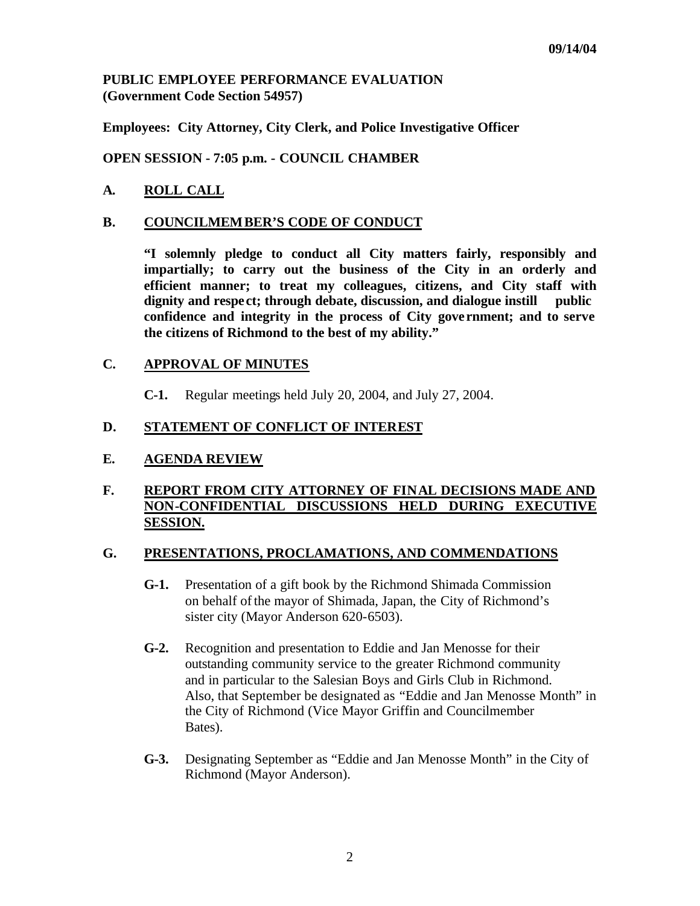**PUBLIC EMPLOYEE PERFORMANCE EVALUATION**
**(Government Code Section 54957)**

**Employees: City Attorney, City Clerk, and Police Investigative Officer**

**OPEN SESSION - 7:05 p.m. - COUNCIL CHAMBER**

## A. ROLL CALL

## B. COUNCILMEMBER'S CODE OF CONDUCT

**"I solemnly pledge to conduct all City matters fairly, responsibly and impartially; to carry out the business of the City in an orderly and efficient manner; to treat my colleagues, citizens, and City staff with dignity and respect; through debate, discussion, and dialogue instill public confidence and integrity in the process of City government; and to serve the citizens of Richmond to the best of my ability."**

## C. APPROVAL OF MINUTES

**C-1.** Regular meetings held July 20, 2004, and July 27, 2004.

## D. STATEMENT OF CONFLICT OF INTEREST

## E. AGENDA REVIEW

## F. REPORT FROM CITY ATTORNEY OF FINAL DECISIONS MADE AND NON-CONFIDENTIAL DISCUSSIONS HELD DURING EXECUTIVE SESSION.

## G. PRESENTATIONS, PROCLAMATIONS, AND COMMENDATIONS

**G-1.** Presentation of a gift book by the Richmond Shimada Commission on behalf of the mayor of Shimada, Japan, the City of Richmond's sister city (Mayor Anderson 620-6503).

**G-2.** Recognition and presentation to Eddie and Jan Menosse for their outstanding community service to the greater Richmond community and in particular to the Salesian Boys and Girls Club in Richmond. Also, that September be designated as "Eddie and Jan Menosse Month" in the City of Richmond (Vice Mayor Griffin and Councilmember Bates).

**G-3.** Designating September as "Eddie and Jan Menosse Month" in the City of Richmond (Mayor Anderson).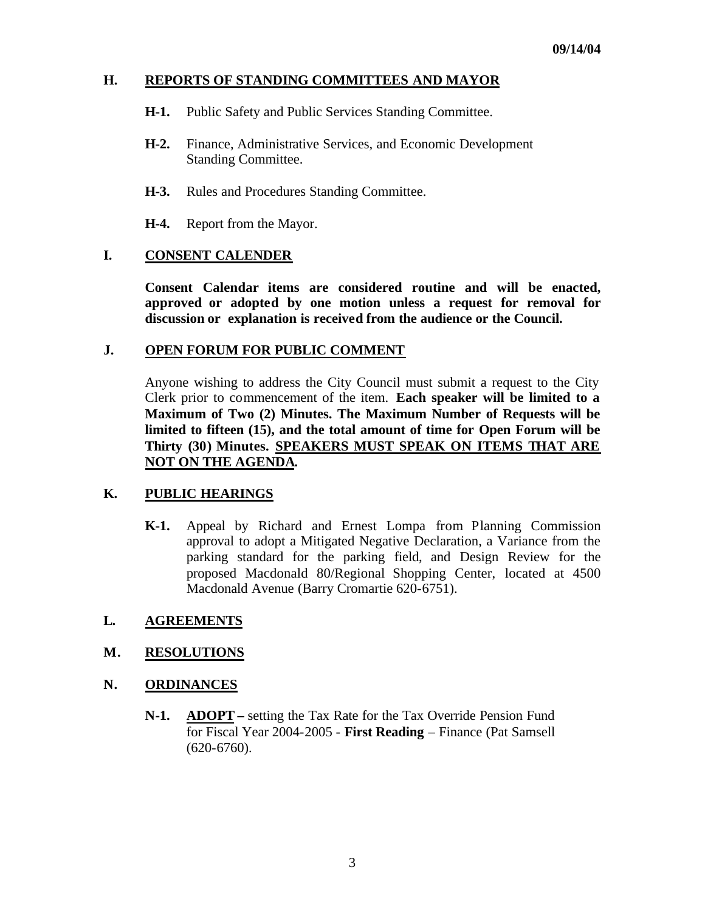09/14/04

## H. REPORTS OF STANDING COMMITTEES AND MAYOR

**H-1.** Public Safety and Public Services Standing Committee.

**H-2.** Finance, Administrative Services, and Economic Development Standing Committee.

**H-3.** Rules and Procedures Standing Committee.

**H-4.** Report from the Mayor.

## I. CONSENT CALENDER

**Consent Calendar items are considered routine and will be enacted, approved or adopted by one motion unless a request for removal for discussion or explanation is received from the audience or the Council.**

## J. OPEN FORUM FOR PUBLIC COMMENT

Anyone wishing to address the City Council must submit a request to the City Clerk prior to commencement of the item. **Each speaker will be limited to a Maximum of Two (2) Minutes. The Maximum Number of Requests will be limited to fifteen (15), and the total amount of time for Open Forum will be Thirty (30) Minutes. SPEAKERS MUST SPEAK ON ITEMS THAT ARE NOT ON THE AGENDA.**

## K. PUBLIC HEARINGS

**K-1.** Appeal by Richard and Ernest Lompa from Planning Commission approval to adopt a Mitigated Negative Declaration, a Variance from the parking standard for the parking field, and Design Review for the proposed Macdonald 80/Regional Shopping Center, located at 4500 Macdonald Avenue (Barry Cromartie 620-6751).

## L. AGREEMENTS

## M. RESOLUTIONS

## N. ORDINANCES

**N-1.** **ADOPT –** setting the Tax Rate for the Tax Override Pension Fund for Fiscal Year 2004-2005 - **First Reading** – Finance (Pat Samsell (620-6760).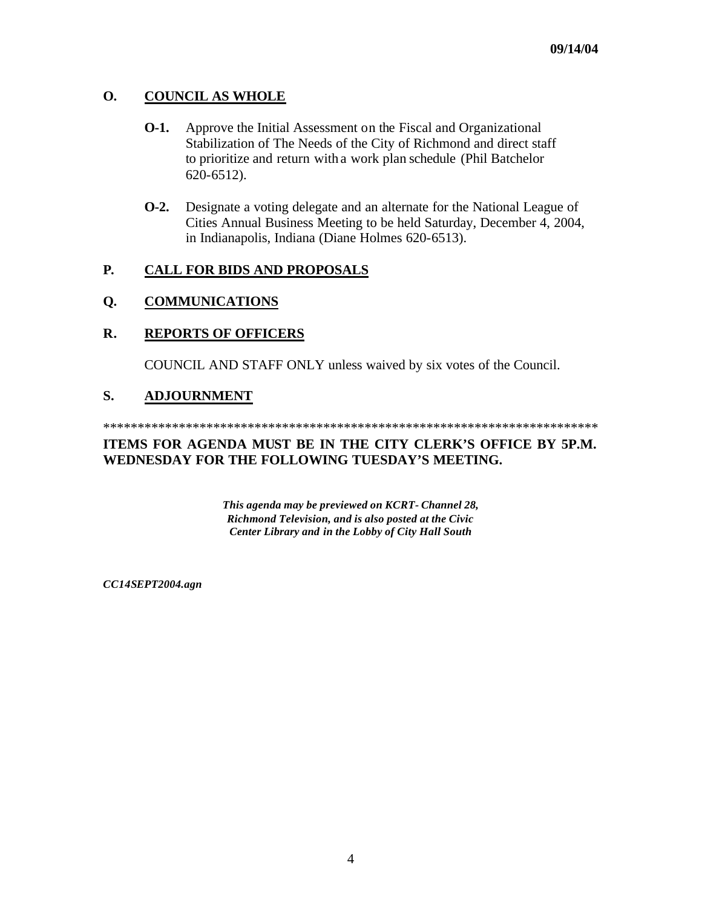**O. COUNCIL AS WHOLE**

**O-1.** Approve the Initial Assessment on the Fiscal and Organizational Stabilization of The Needs of the City of Richmond and direct staff to prioritize and return with a work plan schedule (Phil Batchelor 620-6512).

**O-2.** Designate a voting delegate and an alternate for the National League of Cities Annual Business Meeting to be held Saturday, December 4, 2004, in Indianapolis, Indiana (Diane Holmes 620-6513).

**P. CALL FOR BIDS AND PROPOSALS**

**Q. COMMUNICATIONS**

**R. REPORTS OF OFFICERS**

COUNCIL AND STAFF ONLY unless waived by six votes of the Council.

**S. ADJOURNMENT**

*************************************************************************

**ITEMS FOR AGENDA MUST BE IN THE CITY CLERK'S OFFICE BY 5P.M. WEDNESDAY FOR THE FOLLOWING TUESDAY'S MEETING.**

***This agenda may be previewed on KCRT- Channel 28, Richmond Television, and is also posted at the Civic Center Library and in the Lobby of City Hall South***

***CC14SEPT2004.agn***